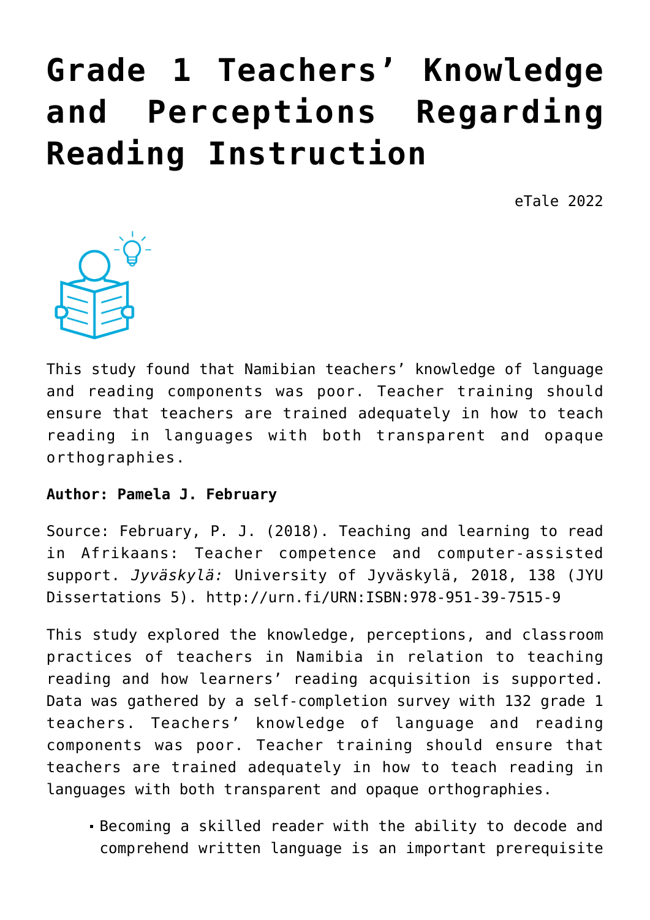# Grade 1 Teachers' Knowledge and Perceptions Regarding Reading Instruction

eTale 2022

This study found that Namibian teachers' knowledge of language and reading components was poor. Teacher training should ensure that teachers are trained adequately in how to teach reading in languages with both transparent and opaque orthographies.

**Author: Pamela J. February**

Source: February, P. J. (2018). Teaching and learning to read in Afrikaans: Teacher competence and computer-assisted support. *Jyväskylä:* University of Jyväskylä, 2018, 138 (JYU Dissertations 5). http://urn.fi/URN:ISBN:978-951-39-7515-9

This study explored the knowledge, perceptions, and classroom practices of teachers in Namibia in relation to teaching reading and how learners' reading acquisition is supported. Data was gathered by a self-completion survey with 132 grade 1 teachers. Teachers' knowledge of language and reading components was poor. Teacher training should ensure that teachers are trained adequately in how to teach reading in languages with both transparent and opaque orthographies.

- Becoming a skilled reader with the ability to decode and comprehend written language is an important prerequisite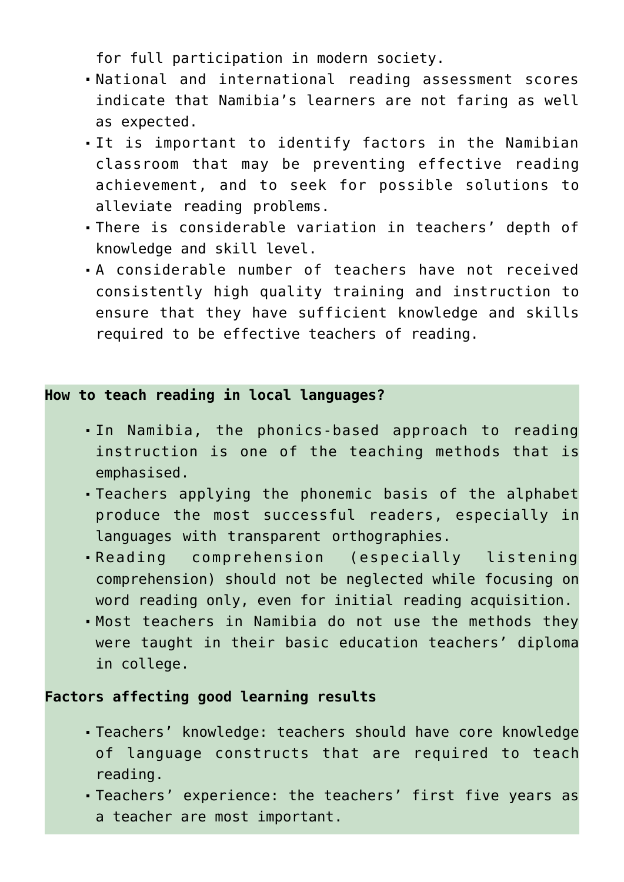for full participation in modern society.

- National and international reading assessment scores indicate that Namibia’s learners are not faring as well as expected.
- It is important to identify factors in the Namibian classroom that may be preventing effective reading achievement, and to seek for possible solutions to alleviate reading problems.
- There is considerable variation in teachers’ depth of knowledge and skill level.
- A considerable number of teachers have not received consistently high quality training and instruction to ensure that they have sufficient knowledge and skills required to be effective teachers of reading.

**How to teach reading in local languages?**

- In Namibia, the phonics-based approach to reading instruction is one of the teaching methods that is emphasised.
- Teachers applying the phonemic basis of the alphabet produce the most successful readers, especially in languages with transparent orthographies.
- Reading comprehension (especially listening comprehension) should not be neglected while focusing on word reading only, even for initial reading acquisition.
- Most teachers in Namibia do not use the methods they were taught in their basic education teachers’ diploma in college.

**Factors affecting good learning results**

- Teachers’ knowledge: teachers should have core knowledge of language constructs that are required to teach reading.
- Teachers’ experience: the teachers’ first five years as a teacher are most important.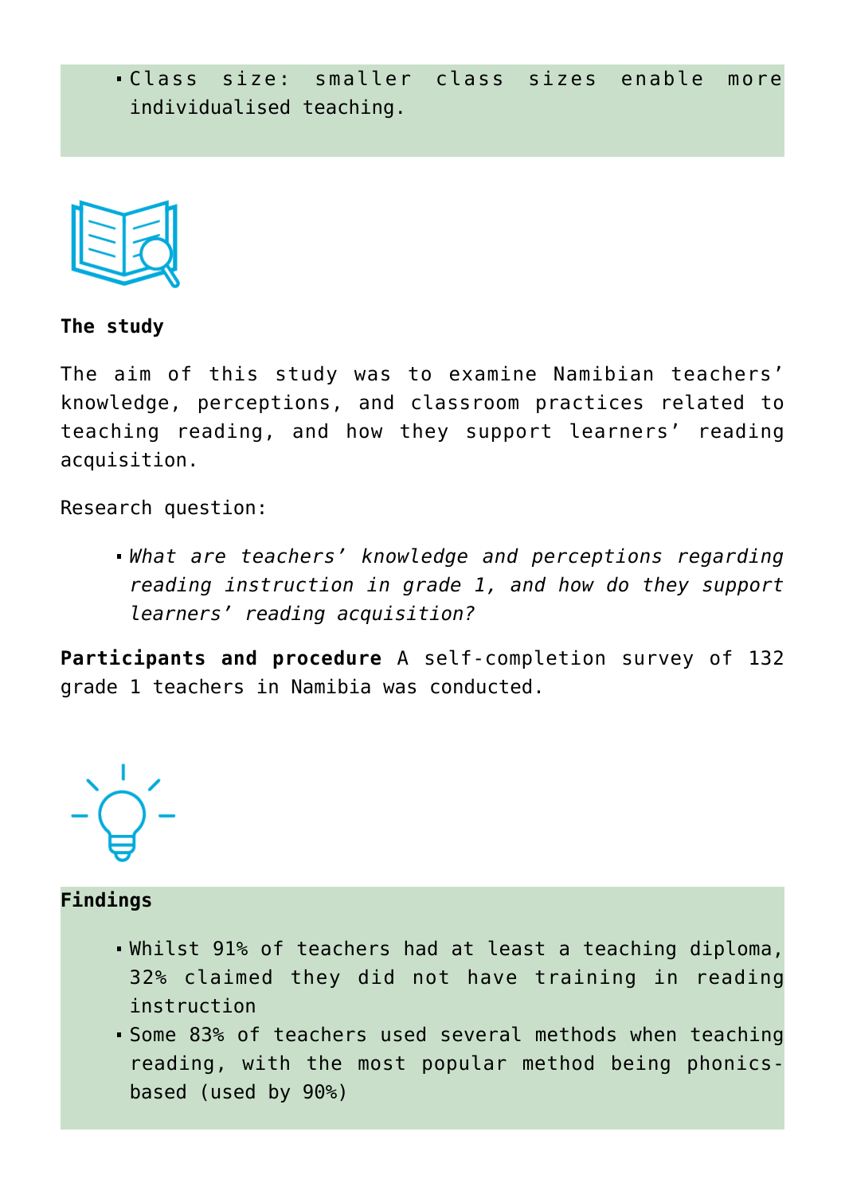- Class size: smaller class sizes enable more individualised teaching.

**The study**

The aim of this study was to examine Namibian teachers' knowledge, perceptions, and classroom practices related to teaching reading, and how they support learners' reading acquisition.

Research question:

- *What are teachers' knowledge and perceptions regarding reading instruction in grade 1, and how do they support learners' reading acquisition?*

**Participants and procedure** A self-completion survey of 132 grade 1 teachers in Namibia was conducted.

**Findings**

- Whilst 91% of teachers had at least a teaching diploma, 32% claimed they did not have training in reading instruction
- Some 83% of teachers used several methods when teaching reading, with the most popular method being phonics-based (used by 90%)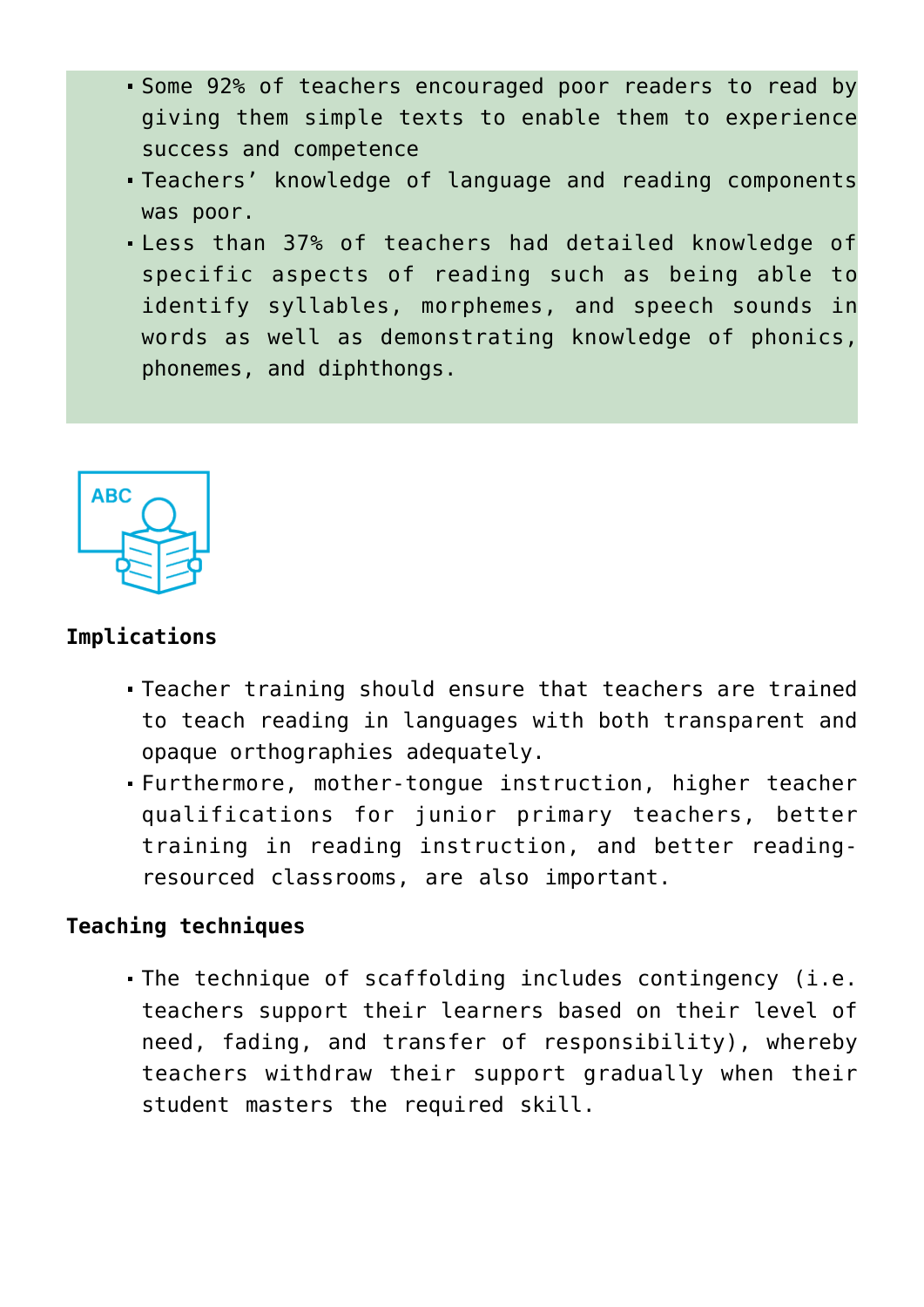- Some 92% of teachers encouraged poor readers to read by giving them simple texts to enable them to experience success and competence
- Teachers' knowledge of language and reading components was poor.
- Less than 37% of teachers had detailed knowledge of specific aspects of reading such as being able to identify syllables, morphemes, and speech sounds in words as well as demonstrating knowledge of phonics, phonemes, and diphthongs.

**Implications**

- Teacher training should ensure that teachers are trained to teach reading in languages with both transparent and opaque orthographies adequately.
- Furthermore, mother-tongue instruction, higher teacher qualifications for junior primary teachers, better training in reading instruction, and better reading-resourced classrooms, are also important.

**Teaching techniques**

- The technique of scaffolding includes contingency (i.e. teachers support their learners based on their level of need, fading, and transfer of responsibility), whereby teachers withdraw their support gradually when their student masters the required skill.